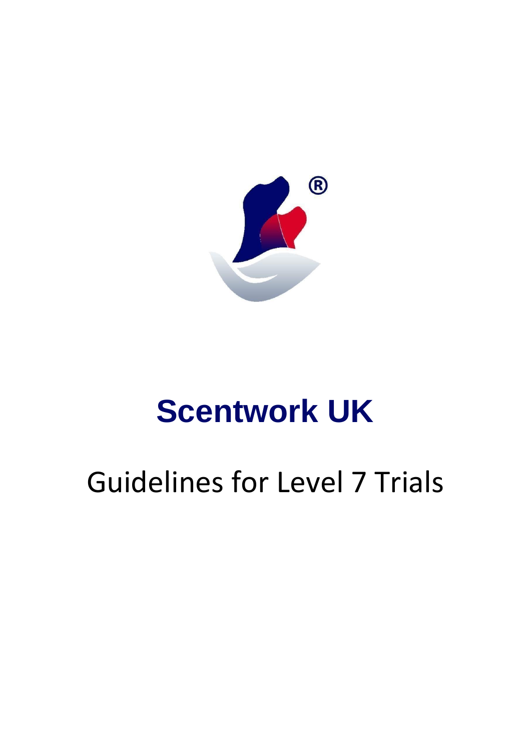# Scentwork UK

## Guidelines for Level 7 Trials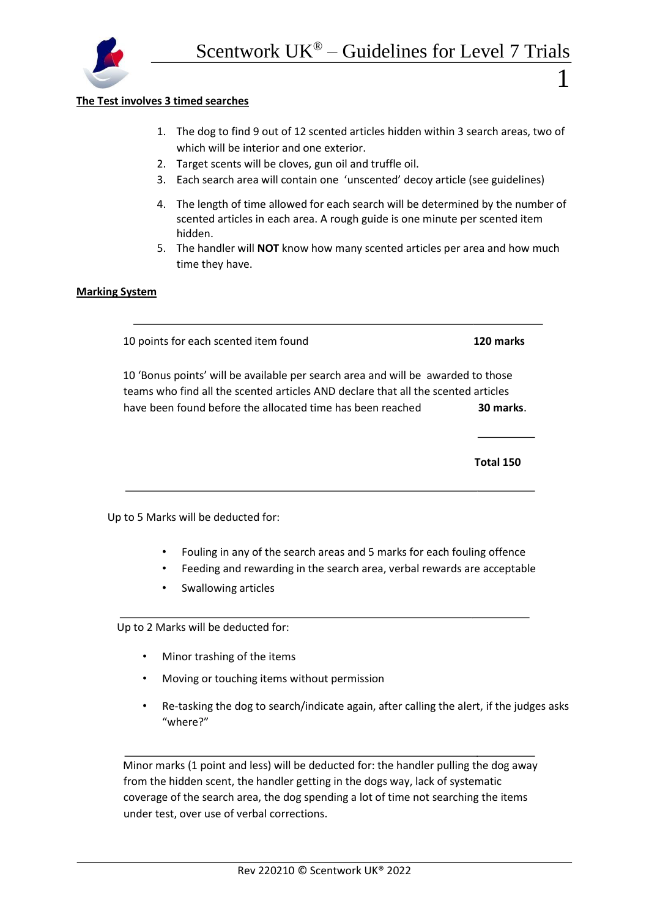## The Test involves 3 timed searches

1. The dog to find 9 out of 12 scented articles hidden within 3 search areas, two of which will be interior and one exterior.
2. Target scents will be cloves, gun oil and truffle oil.
3. Each search area will contain one 'unscented' decoy article (see guidelines)
4. The length of time allowed for each search will be determined by the number of scented articles in each area. A rough guide is one minute per scented item hidden.
5. The handler will **NOT** know how many scented articles per area and how much time they have.

## Marking System

| | |
|---|---|
| 10 points for each scented item found | **120 marks** |
| 10 'Bonus points' will be available per search area and will be awarded to those teams who find all the scented articles AND declare that all the scented articles have been found before the allocated time has been reached | **30 marks**. |
| | **Total 150** |

Up to 5 Marks will be deducted for:

- Fouling in any of the search areas and 5 marks for each fouling offence
- Feeding and rewarding in the search area, verbal rewards are acceptable
- Swallowing articles

Up to 2 Marks will be deducted for:

- Minor trashing of the items
- Moving or touching items without permission
- Re-tasking the dog to search/indicate again, after calling the alert, if the judges asks "where?"

Minor marks (1 point and less) will be deducted for: the handler pulling the dog away from the hidden scent, the handler getting in the dogs way, lack of systematic coverage of the search area, the dog spending a lot of time not searching the items under test, over use of verbal corrections.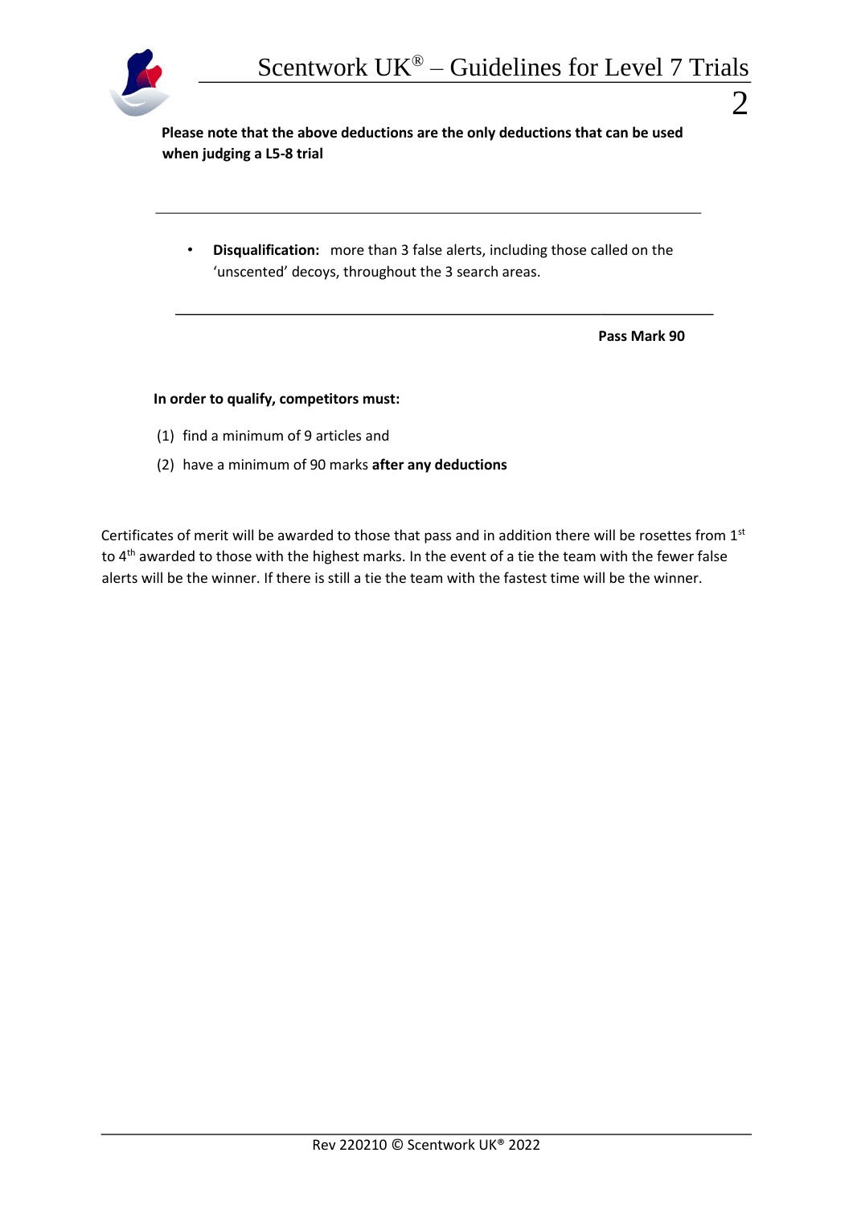**Please note that the above deductions are the only deductions that can be used when judging a L5-8 trial**

---

- **Disqualification:** more than 3 false alerts, including those called on the 'unscented' decoys, throughout the 3 search areas.

---

**Pass Mark 90**

**In order to qualify, competitors must:**

(1) find a minimum of 9 articles and

(2) have a minimum of 90 marks **after any deductions**

Certificates of merit will be awarded to those that pass and in addition there will be rosettes from 1st to 4th awarded to those with the highest marks. In the event of a tie the team with the fewer false alerts will be the winner. If there is still a tie the team with the fastest time will be the winner.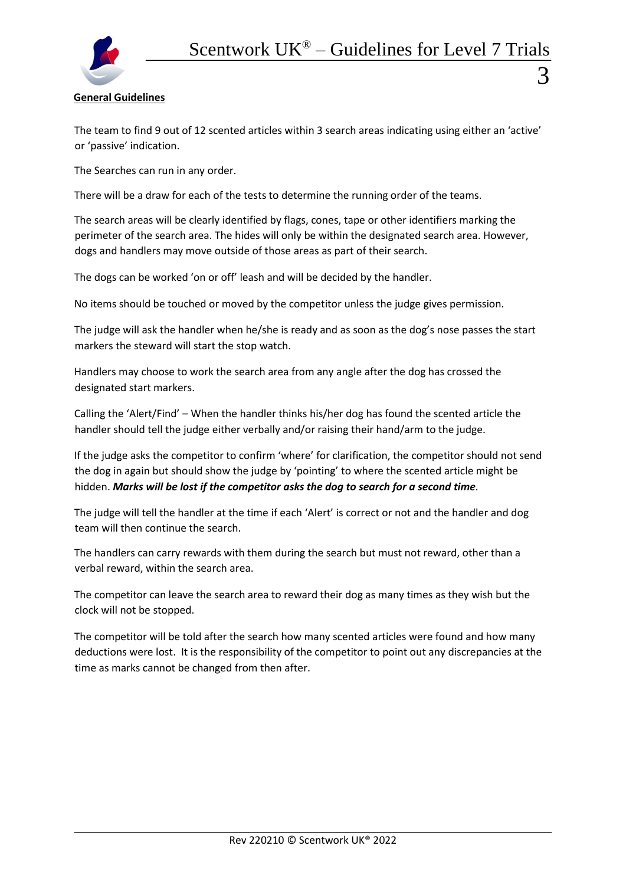**General Guidelines**

The team to find 9 out of 12 scented articles within 3 search areas indicating using either an 'active' or 'passive' indication.

The Searches can run in any order.

There will be a draw for each of the tests to determine the running order of the teams.

The search areas will be clearly identified by flags, cones, tape or other identifiers marking the perimeter of the search area. The hides will only be within the designated search area. However, dogs and handlers may move outside of those areas as part of their search.

The dogs can be worked 'on or off' leash and will be decided by the handler.

No items should be touched or moved by the competitor unless the judge gives permission.

The judge will ask the handler when he/she is ready and as soon as the dog's nose passes the start markers the steward will start the stop watch.

Handlers may choose to work the search area from any angle after the dog has crossed the designated start markers.

Calling the 'Alert/Find' – When the handler thinks his/her dog has found the scented article the handler should tell the judge either verbally and/or raising their hand/arm to the judge.

If the judge asks the competitor to confirm 'where' for clarification, the competitor should not send the dog in again but should show the judge by 'pointing' to where the scented article might be hidden. ***Marks will be lost if the competitor asks the dog to search for a second time***.

The judge will tell the handler at the time if each 'Alert' is correct or not and the handler and dog team will then continue the search.

The handlers can carry rewards with them during the search but must not reward, other than a verbal reward, within the search area.

The competitor can leave the search area to reward their dog as many times as they wish but the clock will not be stopped.

The competitor will be told after the search how many scented articles were found and how many deductions were lost. It is the responsibility of the competitor to point out any discrepancies at the time as marks cannot be changed from then after.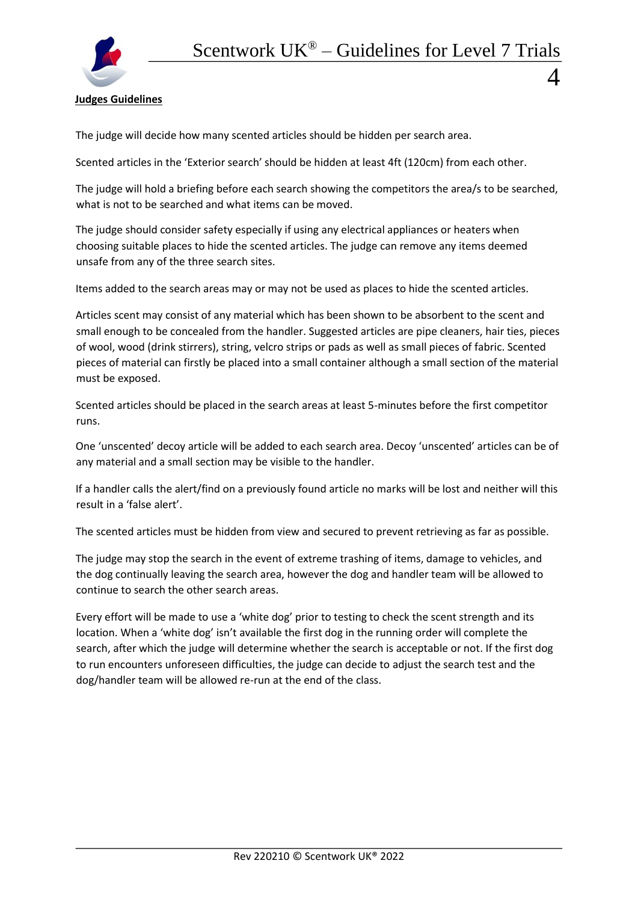## Judges Guidelines

The judge will decide how many scented articles should be hidden per search area.

Scented articles in the 'Exterior search' should be hidden at least 4ft (120cm) from each other.

The judge will hold a briefing before each search showing the competitors the area/s to be searched, what is not to be searched and what items can be moved.

The judge should consider safety especially if using any electrical appliances or heaters when choosing suitable places to hide the scented articles. The judge can remove any items deemed unsafe from any of the three search sites.

Items added to the search areas may or may not be used as places to hide the scented articles.

Articles scent may consist of any material which has been shown to be absorbent to the scent and small enough to be concealed from the handler. Suggested articles are pipe cleaners, hair ties, pieces of wool, wood (drink stirrers), string, velcro strips or pads as well as small pieces of fabric. Scented pieces of material can firstly be placed into a small container although a small section of the material must be exposed.

Scented articles should be placed in the search areas at least 5-minutes before the first competitor runs.

One 'unscented' decoy article will be added to each search area. Decoy 'unscented' articles can be of any material and a small section may be visible to the handler.

If a handler calls the alert/find on a previously found article no marks will be lost and neither will this result in a 'false alert'.

The scented articles must be hidden from view and secured to prevent retrieving as far as possible.

The judge may stop the search in the event of extreme trashing of items, damage to vehicles, and the dog continually leaving the search area, however the dog and handler team will be allowed to continue to search the other search areas.

Every effort will be made to use a 'white dog' prior to testing to check the scent strength and its location. When a 'white dog' isn't available the first dog in the running order will complete the search, after which the judge will determine whether the search is acceptable or not. If the first dog to run encounters unforeseen difficulties, the judge can decide to adjust the search test and the dog/handler team will be allowed re-run at the end of the class.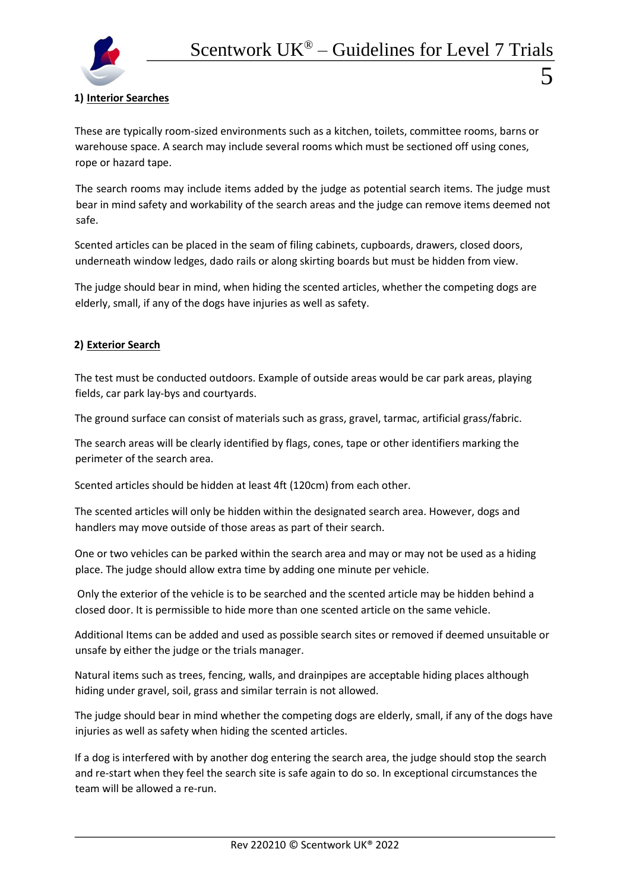**1) Interior Searches**

These are typically room-sized environments such as a kitchen, toilets, committee rooms, barns or warehouse space. A search may include several rooms which must be sectioned off using cones, rope or hazard tape.

The search rooms may include items added by the judge as potential search items. The judge must bear in mind safety and workability of the search areas and the judge can remove items deemed not safe.

Scented articles can be placed in the seam of filing cabinets, cupboards, drawers, closed doors, underneath window ledges, dado rails or along skirting boards but must be hidden from view.

The judge should bear in mind, when hiding the scented articles, whether the competing dogs are elderly, small, if any of the dogs have injuries as well as safety.

**2) Exterior Search**

The test must be conducted outdoors. Example of outside areas would be car park areas, playing fields, car park lay-bys and courtyards.

The ground surface can consist of materials such as grass, gravel, tarmac, artificial grass/fabric.

The search areas will be clearly identified by flags, cones, tape or other identifiers marking the perimeter of the search area.

Scented articles should be hidden at least 4ft (120cm) from each other.

The scented articles will only be hidden within the designated search area. However, dogs and handlers may move outside of those areas as part of their search.

One or two vehicles can be parked within the search area and may or may not be used as a hiding place. The judge should allow extra time by adding one minute per vehicle.

Only the exterior of the vehicle is to be searched and the scented article may be hidden behind a closed door. It is permissible to hide more than one scented article on the same vehicle.

Additional Items can be added and used as possible search sites or removed if deemed unsuitable or unsafe by either the judge or the trials manager.

Natural items such as trees, fencing, walls, and drainpipes are acceptable hiding places although hiding under gravel, soil, grass and similar terrain is not allowed.

The judge should bear in mind whether the competing dogs are elderly, small, if any of the dogs have injuries as well as safety when hiding the scented articles.

If a dog is interfered with by another dog entering the search area, the judge should stop the search and re-start when they feel the search site is safe again to do so. In exceptional circumstances the team will be allowed a re-run.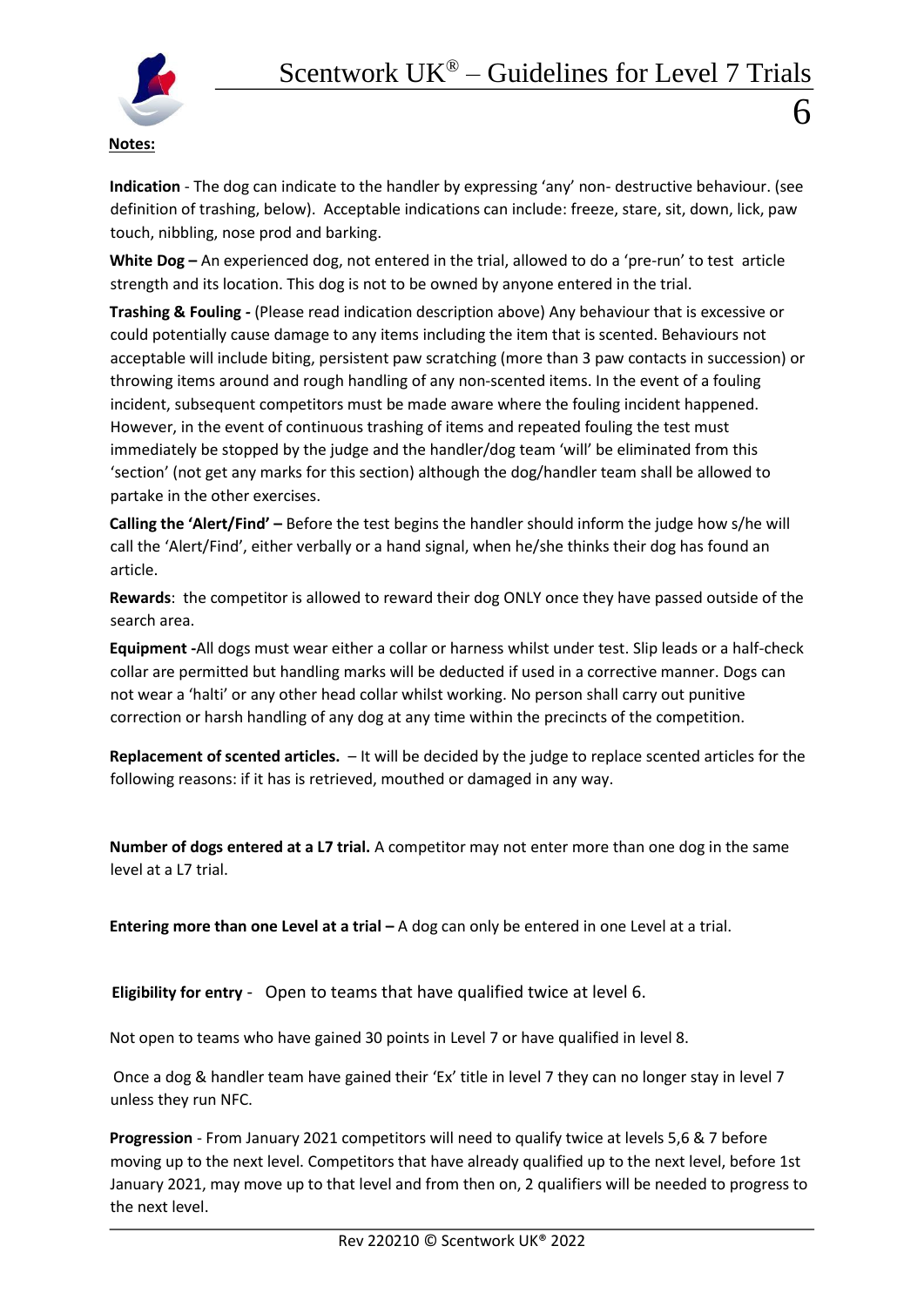**Notes:**

**Indication** - The dog can indicate to the handler by expressing 'any' non- destructive behaviour. (see definition of trashing, below). Acceptable indications can include: freeze, stare, sit, down, lick, paw touch, nibbling, nose prod and barking.

**White Dog –** An experienced dog, not entered in the trial, allowed to do a 'pre-run' to test article strength and its location. This dog is not to be owned by anyone entered in the trial.

**Trashing & Fouling -** (Please read indication description above) Any behaviour that is excessive or could potentially cause damage to any items including the item that is scented. Behaviours not acceptable will include biting, persistent paw scratching (more than 3 paw contacts in succession) or throwing items around and rough handling of any non-scented items. In the event of a fouling incident, subsequent competitors must be made aware where the fouling incident happened. However, in the event of continuous trashing of items and repeated fouling the test must immediately be stopped by the judge and the handler/dog team 'will' be eliminated from this 'section' (not get any marks for this section) although the dog/handler team shall be allowed to partake in the other exercises.

**Calling the 'Alert/Find' –** Before the test begins the handler should inform the judge how s/he will call the 'Alert/Find', either verbally or a hand signal, when he/she thinks their dog has found an article.

**Rewards**: the competitor is allowed to reward their dog ONLY once they have passed outside of the search area.

**Equipment -**All dogs must wear either a collar or harness whilst under test. Slip leads or a half-check collar are permitted but handling marks will be deducted if used in a corrective manner. Dogs can not wear a 'halti' or any other head collar whilst working. No person shall carry out punitive correction or harsh handling of any dog at any time within the precincts of the competition.

**Replacement of scented articles.** – It will be decided by the judge to replace scented articles for the following reasons: if it has is retrieved, mouthed or damaged in any way.

**Number of dogs entered at a L7 trial.** A competitor may not enter more than one dog in the same level at a L7 trial.

**Entering more than one Level at a trial –** A dog can only be entered in one Level at a trial.

**Eligibility for entry** - Open to teams that have qualified twice at level 6.

Not open to teams who have gained 30 points in Level 7 or have qualified in level 8.

Once a dog & handler team have gained their 'Ex' title in level 7 they can no longer stay in level 7 unless they run NFC.

**Progression** - From January 2021 competitors will need to qualify twice at levels 5,6 & 7 before moving up to the next level. Competitors that have already qualified up to the next level, before 1st January 2021, may move up to that level and from then on, 2 qualifiers will be needed to progress to the next level.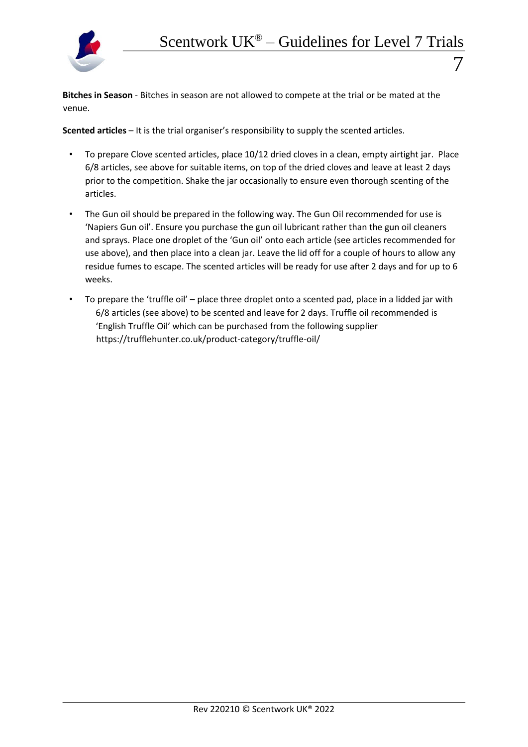**Bitches in Season** - Bitches in season are not allowed to compete at the trial or be mated at the venue.

**Scented articles** – It is the trial organiser's responsibility to supply the scented articles.

- To prepare Clove scented articles, place 10/12 dried cloves in a clean, empty airtight jar. Place 6/8 articles, see above for suitable items, on top of the dried cloves and leave at least 2 days prior to the competition. Shake the jar occasionally to ensure even thorough scenting of the articles.
- The Gun oil should be prepared in the following way. The Gun Oil recommended for use is 'Napiers Gun oil'. Ensure you purchase the gun oil lubricant rather than the gun oil cleaners and sprays. Place one droplet of the 'Gun oil' onto each article (see articles recommended for use above), and then place into a clean jar. Leave the lid off for a couple of hours to allow any residue fumes to escape. The scented articles will be ready for use after 2 days and for up to 6 weeks.
- To prepare the 'truffle oil' – place three droplet onto a scented pad, place in a lidded jar with 6/8 articles (see above) to be scented and leave for 2 days. Truffle oil recommended is 'English Truffle Oil' which can be purchased from the following supplier https://trufflehunter.co.uk/product-category/truffle-oil/